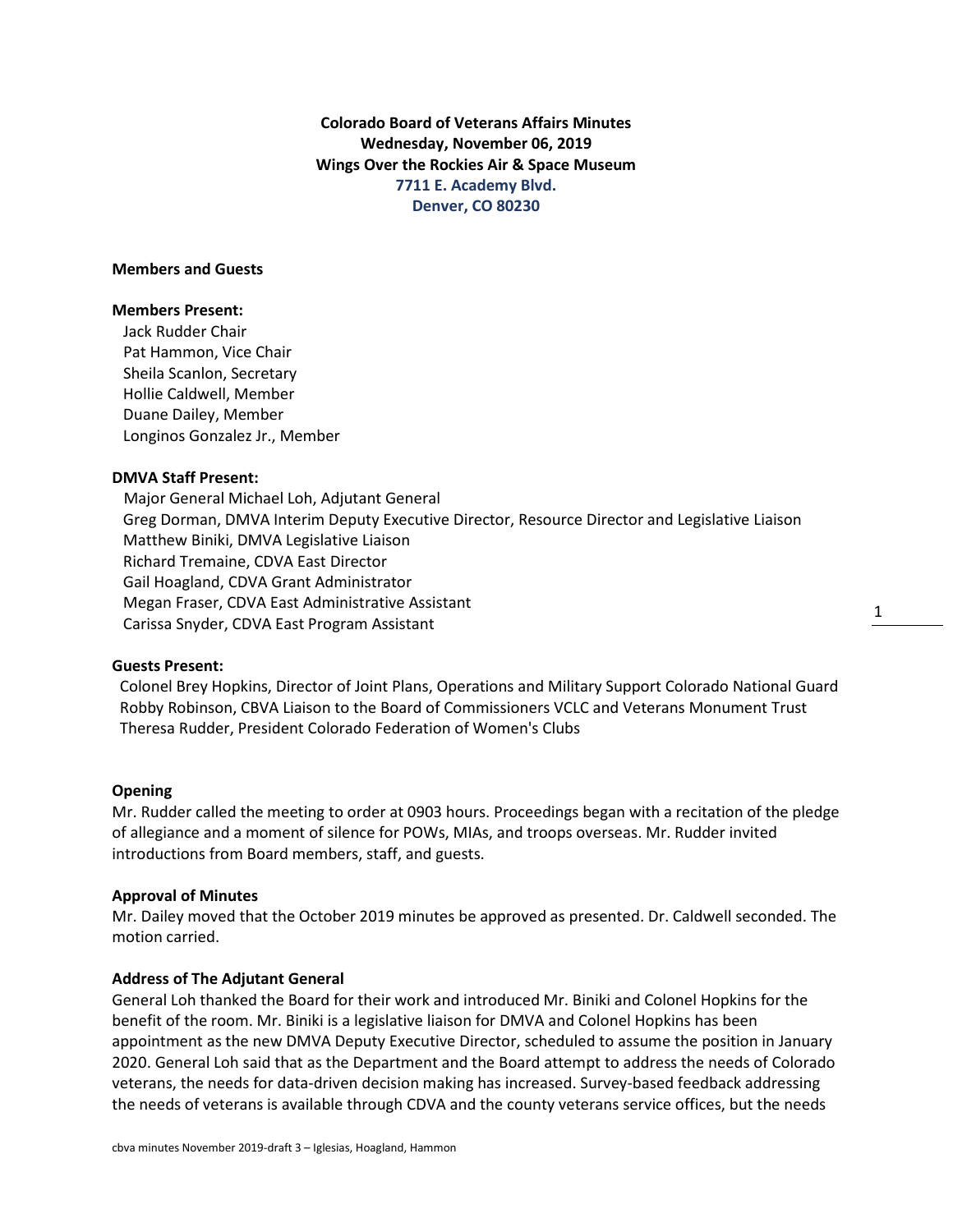**Colorado Board of Veterans Affairs Minutes**
**Wednesday, November 06, 2019**
**Wings Over the Rockies Air & Space Museum**
**7711 E. Academy Blvd.**
**Denver, CO 80230**

**Members and Guests**

**Members Present:**

Jack Rudder Chair
Pat Hammon, Vice Chair
Sheila Scanlon, Secretary
Hollie Caldwell, Member
Duane Dailey, Member
Longinos Gonzalez Jr., Member

**DMVA Staff Present:**

Major General Michael Loh, Adjutant General
Greg Dorman, DMVA Interim Deputy Executive Director, Resource Director and Legislative Liaison
Matthew Biniki, DMVA Legislative Liaison
Richard Tremaine, CDVA East Director
Gail Hoagland, CDVA Grant Administrator
Megan Fraser, CDVA East Administrative Assistant
Carissa Snyder, CDVA East Program Assistant

**Guests Present:**

Colonel Brey Hopkins, Director of Joint Plans, Operations and Military Support Colorado National Guard
Robby Robinson, CBVA Liaison to the Board of Commissioners VCLC and Veterans Monument Trust
Theresa Rudder, President Colorado Federation of Women's Clubs

**Opening**

Mr. Rudder called the meeting to order at 0903 hours. Proceedings began with a recitation of the pledge of allegiance and a moment of silence for POWs, MIAs, and troops overseas. Mr. Rudder invited introductions from Board members, staff, and guests.

**Approval of Minutes**

Mr. Dailey moved that the October 2019 minutes be approved as presented. Dr. Caldwell seconded. The motion carried.

**Address of The Adjutant General**

General Loh thanked the Board for their work and introduced Mr. Biniki and Colonel Hopkins for the benefit of the room. Mr. Biniki is a legislative liaison for DMVA and Colonel Hopkins has been appointment as the new DMVA Deputy Executive Director, scheduled to assume the position in January 2020. General Loh said that as the Department and the Board attempt to address the needs of Colorado veterans, the needs for data-driven decision making has increased. Survey-based feedback addressing the needs of veterans is available through CDVA and the county veterans service offices, but the needs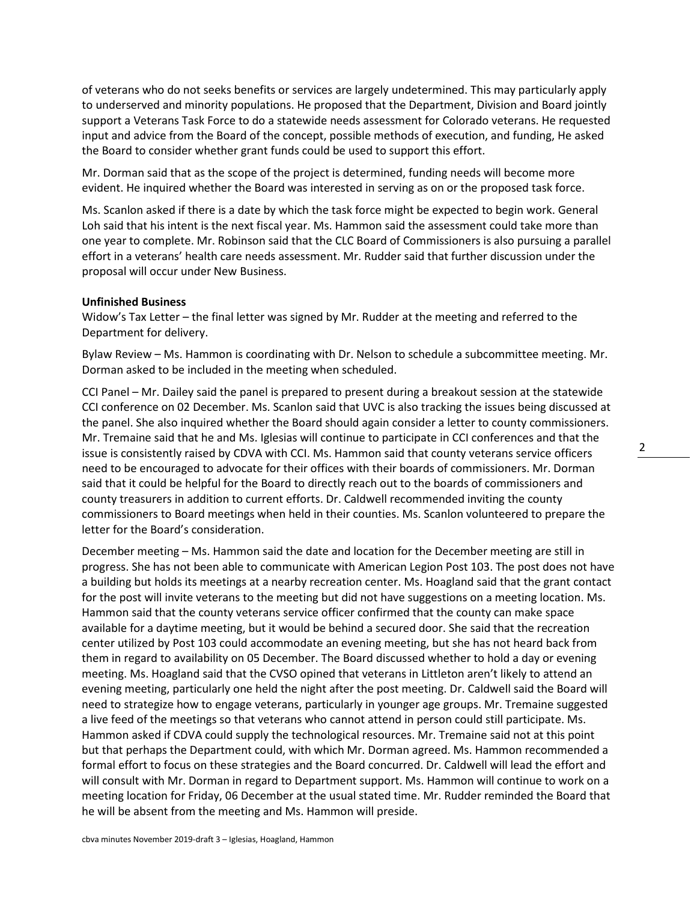of veterans who do not seeks benefits or services are largely undetermined. This may particularly apply to underserved and minority populations. He proposed that the Department, Division and Board jointly support a Veterans Task Force to do a statewide needs assessment for Colorado veterans. He requested input and advice from the Board of the concept, possible methods of execution, and funding, He asked the Board to consider whether grant funds could be used to support this effort.

Mr. Dorman said that as the scope of the project is determined, funding needs will become more evident. He inquired whether the Board was interested in serving as on or the proposed task force.

Ms. Scanlon asked if there is a date by which the task force might be expected to begin work. General Loh said that his intent is the next fiscal year. Ms. Hammon said the assessment could take more than one year to complete. Mr. Robinson said that the CLC Board of Commissioners is also pursuing a parallel effort in a veterans' health care needs assessment. Mr. Rudder said that further discussion under the proposal will occur under New Business.

**Unfinished Business**

Widow's Tax Letter – the final letter was signed by Mr. Rudder at the meeting and referred to the Department for delivery.

Bylaw Review – Ms. Hammon is coordinating with Dr. Nelson to schedule a subcommittee meeting. Mr. Dorman asked to be included in the meeting when scheduled.

CCI Panel – Mr. Dailey said the panel is prepared to present during a breakout session at the statewide CCI conference on 02 December. Ms. Scanlon said that UVC is also tracking the issues being discussed at the panel. She also inquired whether the Board should again consider a letter to county commissioners. Mr. Tremaine said that he and Ms. Iglesias will continue to participate in CCI conferences and that the issue is consistently raised by CDVA with CCI. Ms. Hammon said that county veterans service officers need to be encouraged to advocate for their offices with their boards of commissioners. Mr. Dorman said that it could be helpful for the Board to directly reach out to the boards of commissioners and county treasurers in addition to current efforts. Dr. Caldwell recommended inviting the county commissioners to Board meetings when held in their counties. Ms. Scanlon volunteered to prepare the letter for the Board's consideration.

December meeting – Ms. Hammon said the date and location for the December meeting are still in progress. She has not been able to communicate with American Legion Post 103. The post does not have a building but holds its meetings at a nearby recreation center. Ms. Hoagland said that the grant contact for the post will invite veterans to the meeting but did not have suggestions on a meeting location. Ms. Hammon said that the county veterans service officer confirmed that the county can make space available for a daytime meeting, but it would be behind a secured door. She said that the recreation center utilized by Post 103 could accommodate an evening meeting, but she has not heard back from them in regard to availability on 05 December. The Board discussed whether to hold a day or evening meeting. Ms. Hoagland said that the CVSO opined that veterans in Littleton aren't likely to attend an evening meeting, particularly one held the night after the post meeting. Dr. Caldwell said the Board will need to strategize how to engage veterans, particularly in younger age groups. Mr. Tremaine suggested a live feed of the meetings so that veterans who cannot attend in person could still participate. Ms. Hammon asked if CDVA could supply the technological resources. Mr. Tremaine said not at this point but that perhaps the Department could, with which Mr. Dorman agreed. Ms. Hammon recommended a formal effort to focus on these strategies and the Board concurred. Dr. Caldwell will lead the effort and will consult with Mr. Dorman in regard to Department support. Ms. Hammon will continue to work on a meeting location for Friday, 06 December at the usual stated time. Mr. Rudder reminded the Board that he will be absent from the meeting and Ms. Hammon will preside.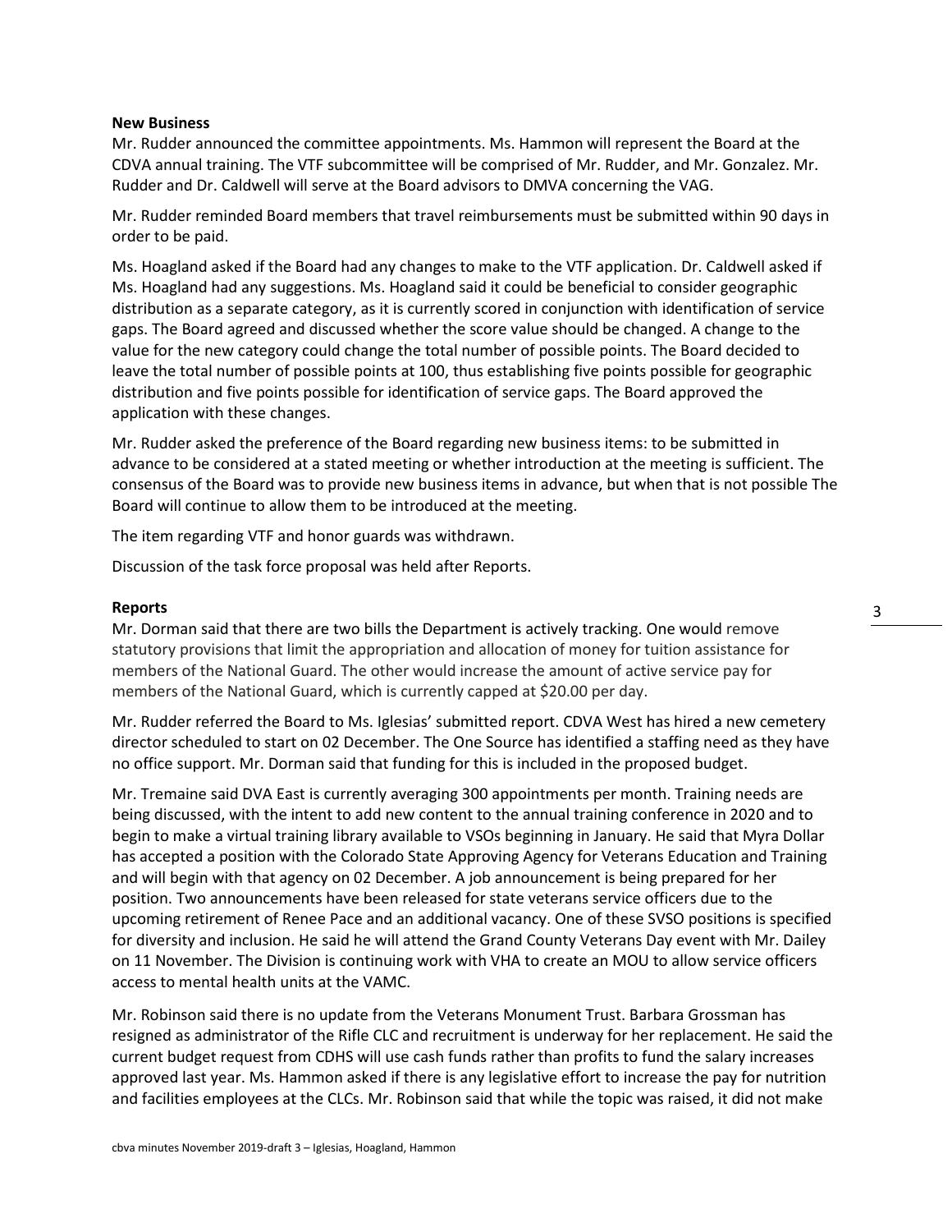**New Business**

Mr. Rudder announced the committee appointments. Ms. Hammon will represent the Board at the CDVA annual training. The VTF subcommittee will be comprised of Mr. Rudder, and Mr. Gonzalez. Mr. Rudder and Dr. Caldwell will serve at the Board advisors to DMVA concerning the VAG.

Mr. Rudder reminded Board members that travel reimbursements must be submitted within 90 days in order to be paid.

Ms. Hoagland asked if the Board had any changes to make to the VTF application. Dr. Caldwell asked if Ms. Hoagland had any suggestions. Ms. Hoagland said it could be beneficial to consider geographic distribution as a separate category, as it is currently scored in conjunction with identification of service gaps. The Board agreed and discussed whether the score value should be changed. A change to the value for the new category could change the total number of possible points. The Board decided to leave the total number of possible points at 100, thus establishing five points possible for geographic distribution and five points possible for identification of service gaps. The Board approved the application with these changes.

Mr. Rudder asked the preference of the Board regarding new business items: to be submitted in advance to be considered at a stated meeting or whether introduction at the meeting is sufficient. The consensus of the Board was to provide new business items in advance, but when that is not possible The Board will continue to allow them to be introduced at the meeting.

The item regarding VTF and honor guards was withdrawn.

Discussion of the task force proposal was held after Reports.

**Reports**

Mr. Dorman said that there are two bills the Department is actively tracking. One would remove statutory provisions that limit the appropriation and allocation of money for tuition assistance for members of the National Guard. The other would increase the amount of active service pay for members of the National Guard, which is currently capped at $20.00 per day.

Mr. Rudder referred the Board to Ms. Iglesias' submitted report. CDVA West has hired a new cemetery director scheduled to start on 02 December. The One Source has identified a staffing need as they have no office support. Mr. Dorman said that funding for this is included in the proposed budget.

Mr. Tremaine said DVA East is currently averaging 300 appointments per month. Training needs are being discussed, with the intent to add new content to the annual training conference in 2020 and to begin to make a virtual training library available to VSOs beginning in January. He said that Myra Dollar has accepted a position with the Colorado State Approving Agency for Veterans Education and Training and will begin with that agency on 02 December. A job announcement is being prepared for her position. Two announcements have been released for state veterans service officers due to the upcoming retirement of Renee Pace and an additional vacancy. One of these SVSO positions is specified for diversity and inclusion. He said he will attend the Grand County Veterans Day event with Mr. Dailey on 11 November. The Division is continuing work with VHA to create an MOU to allow service officers access to mental health units at the VAMC.

Mr. Robinson said there is no update from the Veterans Monument Trust. Barbara Grossman has resigned as administrator of the Rifle CLC and recruitment is underway for her replacement. He said the current budget request from CDHS will use cash funds rather than profits to fund the salary increases approved last year. Ms. Hammon asked if there is any legislative effort to increase the pay for nutrition and facilities employees at the CLCs. Mr. Robinson said that while the topic was raised, it did not make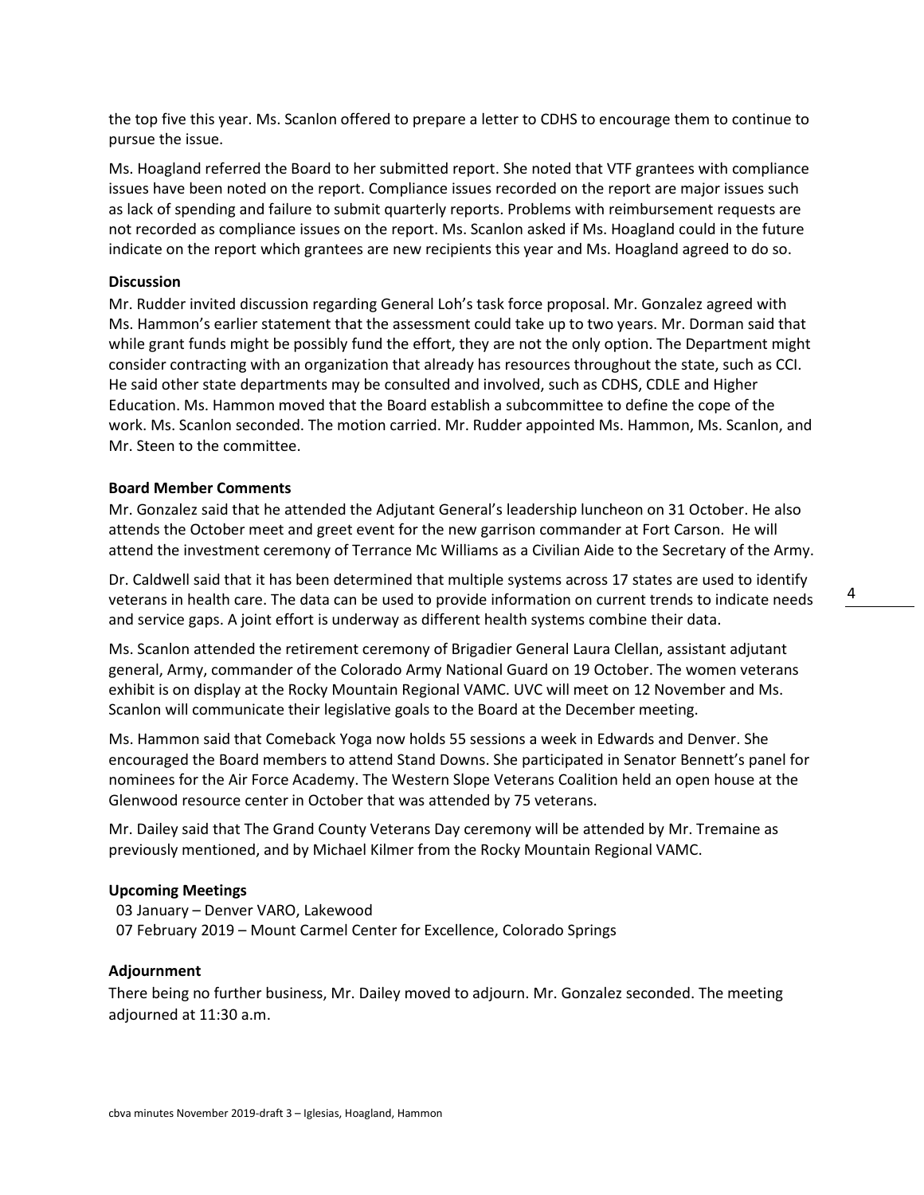the top five this year. Ms. Scanlon offered to prepare a letter to CDHS to encourage them to continue to pursue the issue.

Ms. Hoagland referred the Board to her submitted report. She noted that VTF grantees with compliance issues have been noted on the report. Compliance issues recorded on the report are major issues such as lack of spending and failure to submit quarterly reports. Problems with reimbursement requests are not recorded as compliance issues on the report. Ms. Scanlon asked if Ms. Hoagland could in the future indicate on the report which grantees are new recipients this year and Ms. Hoagland agreed to do so.

**Discussion**

Mr. Rudder invited discussion regarding General Loh's task force proposal. Mr. Gonzalez agreed with Ms. Hammon's earlier statement that the assessment could take up to two years. Mr. Dorman said that while grant funds might be possibly fund the effort, they are not the only option. The Department might consider contracting with an organization that already has resources throughout the state, such as CCI. He said other state departments may be consulted and involved, such as CDHS, CDLE and Higher Education. Ms. Hammon moved that the Board establish a subcommittee to define the cope of the work. Ms. Scanlon seconded. The motion carried. Mr. Rudder appointed Ms. Hammon, Ms. Scanlon, and Mr. Steen to the committee.

**Board Member Comments**

Mr. Gonzalez said that he attended the Adjutant General's leadership luncheon on 31 October. He also attends the October meet and greet event for the new garrison commander at Fort Carson. He will attend the investment ceremony of Terrance Mc Williams as a Civilian Aide to the Secretary of the Army.

Dr. Caldwell said that it has been determined that multiple systems across 17 states are used to identify veterans in health care. The data can be used to provide information on current trends to indicate needs and service gaps. A joint effort is underway as different health systems combine their data.

Ms. Scanlon attended the retirement ceremony of Brigadier General Laura Clellan, assistant adjutant general, Army, commander of the Colorado Army National Guard on 19 October. The women veterans exhibit is on display at the Rocky Mountain Regional VAMC. UVC will meet on 12 November and Ms. Scanlon will communicate their legislative goals to the Board at the December meeting.

Ms. Hammon said that Comeback Yoga now holds 55 sessions a week in Edwards and Denver. She encouraged the Board members to attend Stand Downs. She participated in Senator Bennett's panel for nominees for the Air Force Academy. The Western Slope Veterans Coalition held an open house at the Glenwood resource center in October that was attended by 75 veterans.

Mr. Dailey said that The Grand County Veterans Day ceremony will be attended by Mr. Tremaine as previously mentioned, and by Michael Kilmer from the Rocky Mountain Regional VAMC.

**Upcoming Meetings**

03 January – Denver VARO, Lakewood
07 February 2019 – Mount Carmel Center for Excellence, Colorado Springs

**Adjournment**

There being no further business, Mr. Dailey moved to adjourn. Mr. Gonzalez seconded. The meeting adjourned at 11:30 a.m.